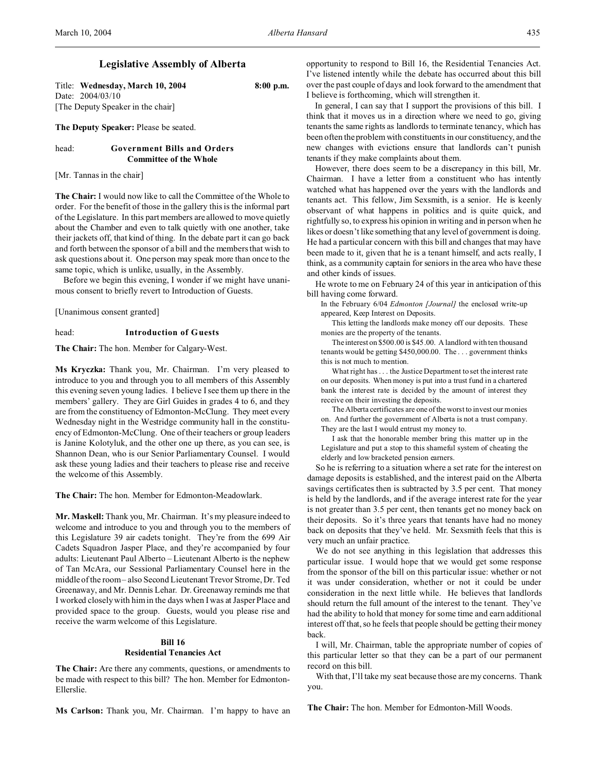## Legislative Assembly of Alberta

Title: **Wednesday, March 10, 2004** 8:00 p.m.
Date: 2004/03/10
[The Deputy Speaker in the chair]

**The Deputy Speaker:** Please be seated.

head: **Government Bills and Orders**
**Committee of the Whole**

[Mr. Tannas in the chair]

**The Chair:** I would now like to call the Committee of the Whole to order. For the benefit of those in the gallery this is the informal part of the Legislature. In this part members are allowed to move quietly about the Chamber and even to talk quietly with one another, take their jackets off, that kind of thing. In the debate part it can go back and forth between the sponsor of a bill and the members that wish to ask questions about it. One person may speak more than once to the same topic, which is unlike, usually, in the Assembly.

Before we begin this evening, I wonder if we might have unanimous consent to briefly revert to Introduction of Guests.

[Unanimous consent granted]

head: **Introduction of Guests**

**The Chair:** The hon. Member for Calgary-West.

**Ms Kryczka:** Thank you, Mr. Chairman. I'm very pleased to introduce to you and through you to all members of this Assembly this evening seven young ladies. I believe I see them up there in the members' gallery. They are Girl Guides in grades 4 to 6, and they are from the constituency of Edmonton-McClung. They meet every Wednesday night in the Westridge community hall in the constituency of Edmonton-McClung. One of their teachers or group leaders is Janine Kolotyluk, and the other one up there, as you can see, is Shannon Dean, who is our Senior Parliamentary Counsel. I would ask these young ladies and their teachers to please rise and receive the welcome of this Assembly.

**The Chair:** The hon. Member for Edmonton-Meadowlark.

**Mr. Maskell:** Thank you, Mr. Chairman. It's my pleasure indeed to welcome and introduce to you and through you to the members of this Legislature 39 air cadets tonight. They're from the 699 Air Cadets Squadron Jasper Place, and they're accompanied by four adults: Lieutenant Paul Alberto – Lieutenant Alberto is the nephew of Tan McAra, our Sessional Parliamentary Counsel here in the middle of the room – also Second Lieutenant Trevor Strome, Dr. Ted Greenaway, and Mr. Dennis Lehar. Dr. Greenaway reminds me that I worked closely with him in the days when I was at Jasper Place and provided space to the group. Guests, would you please rise and receive the warm welcome of this Legislature.

### Bill 16
### Residential Tenancies Act

**The Chair:** Are there any comments, questions, or amendments to be made with respect to this bill? The hon. Member for Edmonton-Ellerslie.

**Ms Carlson:** Thank you, Mr. Chairman. I'm happy to have an opportunity to respond to Bill 16, the Residential Tenancies Act. I've listened intently while the debate has occurred about this bill over the past couple of days and look forward to the amendment that I believe is forthcoming, which will strengthen it.

In general, I can say that I support the provisions of this bill. I think that it moves us in a direction where we need to go, giving tenants the same rights as landlords to terminate tenancy, which has been often the problem with constituents in our constituency, and the new changes with evictions ensure that landlords can't punish tenants if they make complaints about them.

However, there does seem to be a discrepancy in this bill, Mr. Chairman. I have a letter from a constituent who has intently watched what has happened over the years with the landlords and tenants act. This fellow, Jim Sexsmith, is a senior. He is keenly observant of what happens in politics and is quite quick, and rightfully so, to express his opinion in writing and in person when he likes or doesn't like something that any level of government is doing. He had a particular concern with this bill and changes that may have been made to it, given that he is a tenant himself, and acts really, I think, as a community captain for seniors in the area who have these and other kinds of issues.

He wrote to me on February 24 of this year in anticipation of this bill having come forward.

> In the February 6/04 *Edmonton [Journal]* the enclosed write-up appeared, Keep Interest on Deposits.
>
> This letting the landlords make money off our deposits. These monies are the property of the tenants.
>
> The interest on $500.00 is $45.00. A landlord with ten thousand tenants would be getting $450,000.00. The . . . government thinks this is not much to mention.
>
> What right has . . . the Justice Department to set the interest rate on our deposits. When money is put into a trust fund in a chartered bank the interest rate is decided by the amount of interest they receive on their investing the deposits.
>
> The Alberta certificates are one of the worst to invest our monies on. And further the government of Alberta is not a trust company. They are the last I would entrust my money to.
>
> I ask that the honorable member bring this matter up in the Legislature and put a stop to this shameful system of cheating the elderly and low bracketed pension earners.

So he is referring to a situation where a set rate for the interest on damage deposits is established, and the interest paid on the Alberta savings certificates then is subtracted by 3.5 per cent. That money is held by the landlords, and if the average interest rate for the year is not greater than 3.5 per cent, then tenants get no money back on their deposits. So it's three years that tenants have had no money back on deposits that they've held. Mr. Sexsmith feels that this is very much an unfair practice.

We do not see anything in this legislation that addresses this particular issue. I would hope that we would get some response from the sponsor of the bill on this particular issue: whether or not it was under consideration, whether or not it could be under consideration in the next little while. He believes that landlords should return the full amount of the interest to the tenant. They've had the ability to hold that money for some time and earn additional interest off that, so he feels that people should be getting their money back.

I will, Mr. Chairman, table the appropriate number of copies of this particular letter so that they can be a part of our permanent record on this bill.

With that, I'll take my seat because those are my concerns. Thank you.

**The Chair:** The hon. Member for Edmonton-Mill Woods.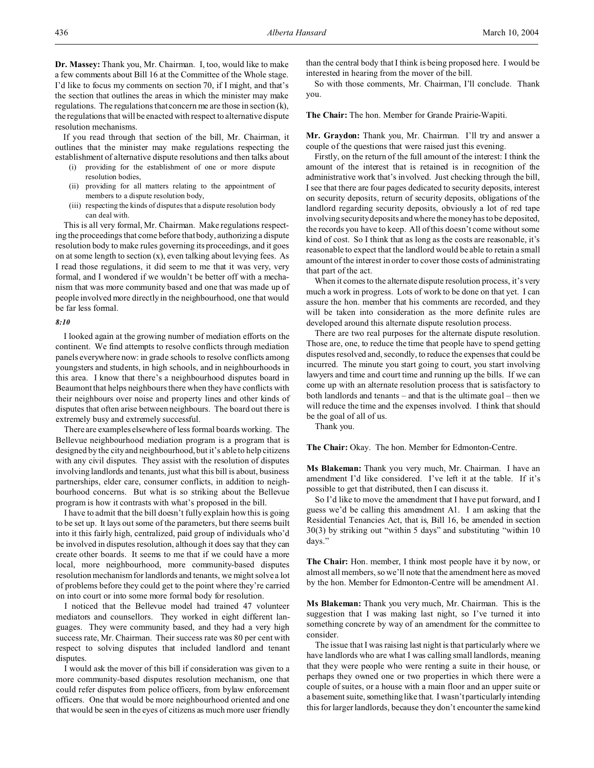**Dr. Massey:** Thank you, Mr. Chairman. I, too, would like to make a few comments about Bill 16 at the Committee of the Whole stage. I'd like to focus my comments on section 70, if I might, and that's the section that outlines the areas in which the minister may make regulations. The regulations that concern me are those in section (k), the regulations that will be enacted with respect to alternative dispute resolution mechanisms.

If you read through that section of the bill, Mr. Chairman, it outlines that the minister may make regulations respecting the establishment of alternative dispute resolutions and then talks about

- (i) providing for the establishment of one or more dispute resolution bodies,
- (ii) providing for all matters relating to the appointment of members to a dispute resolution body,
- (iii) respecting the kinds of disputes that a dispute resolution body can deal with.

This is all very formal, Mr. Chairman. Make regulations respecting the proceedings that come before that body, authorizing a dispute resolution body to make rules governing its proceedings, and it goes on at some length to section (x), even talking about levying fees. As I read those regulations, it did seem to me that it was very, very formal, and I wondered if we wouldn't be better off with a mechanism that was more community based and one that was made up of people involved more directly in the neighbourhood, one that would be far less formal.

*8:10*

I looked again at the growing number of mediation efforts on the continent. We find attempts to resolve conflicts through mediation panels everywhere now: in grade schools to resolve conflicts among youngsters and students, in high schools, and in neighbourhoods in this area. I know that there's a neighbourhood disputes board in Beaumont that helps neighbours there when they have conflicts with their neighbours over noise and property lines and other kinds of disputes that often arise between neighbours. The board out there is extremely busy and extremely successful.

There are examples elsewhere of less formal boards working. The Bellevue neighbourhood mediation program is a program that is designed by the city and neighbourhood, but it's able to help citizens with any civil disputes. They assist with the resolution of disputes involving landlords and tenants, just what this bill is about, business partnerships, elder care, consumer conflicts, in addition to neighbourhood concerns. But what is so striking about the Bellevue program is how it contrasts with what's proposed in the bill.

I have to admit that the bill doesn't fully explain how this is going to be set up. It lays out some of the parameters, but there seems built into it this fairly high, centralized, paid group of individuals who'd be involved in disputes resolution, although it does say that they can create other boards. It seems to me that if we could have a more local, more neighbourhood, more community-based disputes resolution mechanism for landlords and tenants, we might solve a lot of problems before they could get to the point where they're carried on into court or into some more formal body for resolution.

I noticed that the Bellevue model had trained 47 volunteer mediators and counsellors. They worked in eight different languages. They were community based, and they had a very high success rate, Mr. Chairman. Their success rate was 80 per cent with respect to solving disputes that included landlord and tenant disputes.

I would ask the mover of this bill if consideration was given to a more community-based disputes resolution mechanism, one that could refer disputes from police officers, from bylaw enforcement officers. One that would be more neighbourhood oriented and one that would be seen in the eyes of citizens as much more user friendly than the central body that I think is being proposed here. I would be interested in hearing from the mover of the bill.

So with those comments, Mr. Chairman, I'll conclude. Thank you.

**The Chair:** The hon. Member for Grande Prairie-Wapiti.

**Mr. Graydon:** Thank you, Mr. Chairman. I'll try and answer a couple of the questions that were raised just this evening.

Firstly, on the return of the full amount of the interest: I think the amount of the interest that is retained is in recognition of the administrative work that's involved. Just checking through the bill, I see that there are four pages dedicated to security deposits, interest on security deposits, return of security deposits, obligations of the landlord regarding security deposits, obviously a lot of red tape involving security deposits and where the money has to be deposited, the records you have to keep. All of this doesn't come without some kind of cost. So I think that as long as the costs are reasonable, it's reasonable to expect that the landlord would be able to retain a small amount of the interest in order to cover those costs of administrating that part of the act.

When it comes to the alternate dispute resolution process, it's very much a work in progress. Lots of work to be done on that yet. I can assure the hon. member that his comments are recorded, and they will be taken into consideration as the more definite rules are developed around this alternate dispute resolution process.

There are two real purposes for the alternate dispute resolution. Those are, one, to reduce the time that people have to spend getting disputes resolved and, secondly, to reduce the expenses that could be incurred. The minute you start going to court, you start involving lawyers and time and court time and running up the bills. If we can come up with an alternate resolution process that is satisfactory to both landlords and tenants – and that is the ultimate goal – then we will reduce the time and the expenses involved. I think that should be the goal of all of us.

Thank you.

**The Chair:** Okay. The hon. Member for Edmonton-Centre.

**Ms Blakeman:** Thank you very much, Mr. Chairman. I have an amendment I'd like considered. I've left it at the table. If it's possible to get that distributed, then I can discuss it.

So I'd like to move the amendment that I have put forward, and I guess we'd be calling this amendment A1. I am asking that the Residential Tenancies Act, that is, Bill 16, be amended in section 30(3) by striking out "within 5 days" and substituting "within 10 days."

**The Chair:** Hon. member, I think most people have it by now, or almost all members, so we'll note that the amendment here as moved by the hon. Member for Edmonton-Centre will be amendment A1.

**Ms Blakeman:** Thank you very much, Mr. Chairman. This is the suggestion that I was making last night, so I've turned it into something concrete by way of an amendment for the committee to consider.

The issue that I was raising last night is that particularly where we have landlords who are what I was calling small landlords, meaning that they were people who were renting a suite in their house, or perhaps they owned one or two properties in which there were a couple of suites, or a house with a main floor and an upper suite or a basement suite, something like that. I wasn't particularly intending this for larger landlords, because they don't encounter the same kind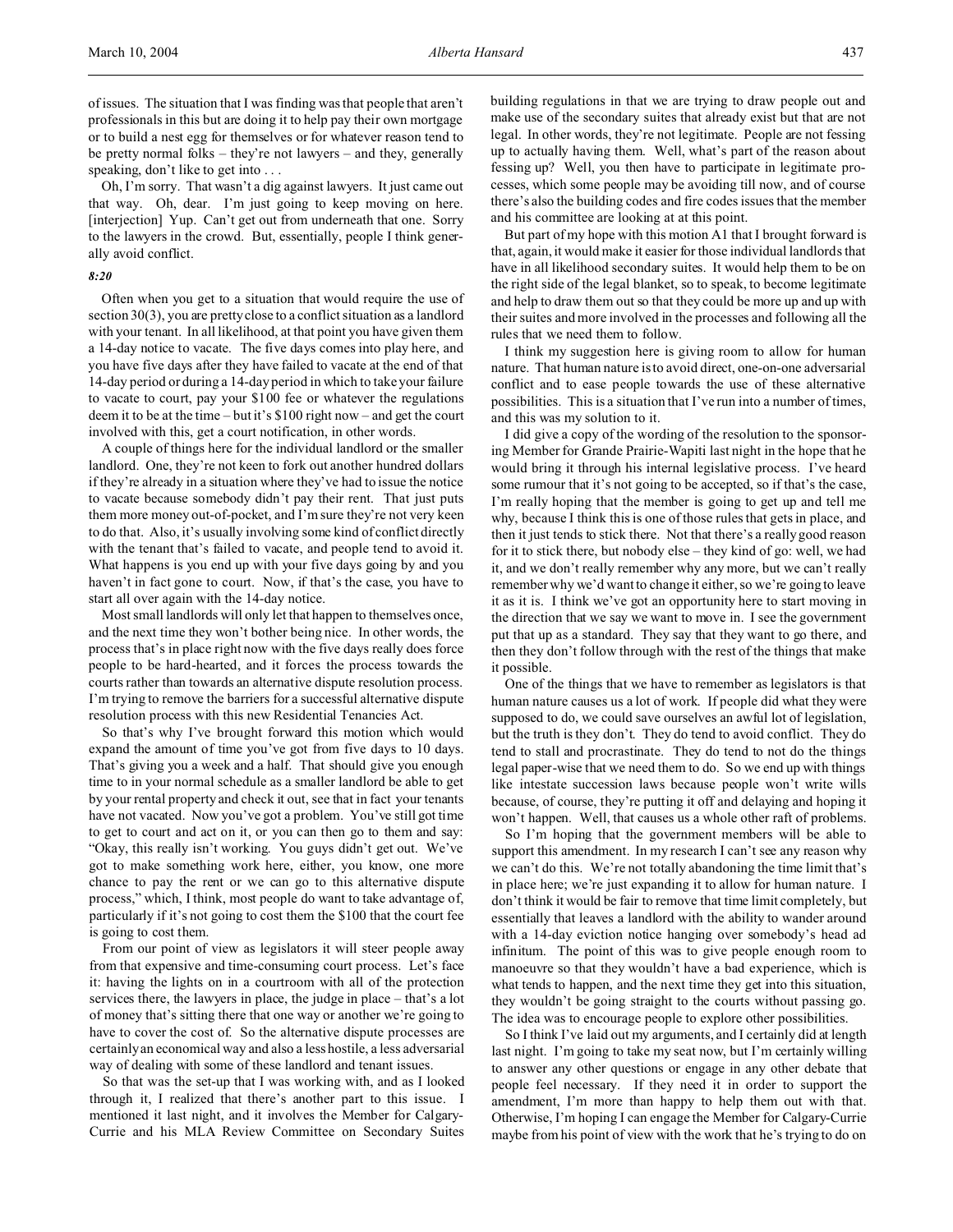of issues. The situation that I was finding was that people that aren't professionals in this but are doing it to help pay their own mortgage or to build a nest egg for themselves or for whatever reason tend to be pretty normal folks – they're not lawyers – and they, generally speaking, don't like to get into . . .

Oh, I'm sorry. That wasn't a dig against lawyers. It just came out that way. Oh, dear. I'm just going to keep moving on here. [interjection] Yup. Can't get out from underneath that one. Sorry to the lawyers in the crowd. But, essentially, people I think generally avoid conflict.

*8:20*

Often when you get to a situation that would require the use of section 30(3), you are pretty close to a conflict situation as a landlord with your tenant. In all likelihood, at that point you have given them a 14-day notice to vacate. The five days comes into play here, and you have five days after they have failed to vacate at the end of that 14-day period or during a 14-day period in which to take your failure to vacate to court, pay your $100 fee or whatever the regulations deem it to be at the time – but it's $100 right now – and get the court involved with this, get a court notification, in other words.

A couple of things here for the individual landlord or the smaller landlord. One, they're not keen to fork out another hundred dollars if they're already in a situation where they've had to issue the notice to vacate because somebody didn't pay their rent. That just puts them more money out-of-pocket, and I'm sure they're not very keen to do that. Also, it's usually involving some kind of conflict directly with the tenant that's failed to vacate, and people tend to avoid it. What happens is you end up with your five days going by and you haven't in fact gone to court. Now, if that's the case, you have to start all over again with the 14-day notice.

Most small landlords will only let that happen to themselves once, and the next time they won't bother being nice. In other words, the process that's in place right now with the five days really does force people to be hard-hearted, and it forces the process towards the courts rather than towards an alternative dispute resolution process. I'm trying to remove the barriers for a successful alternative dispute resolution process with this new Residential Tenancies Act.

So that's why I've brought forward this motion which would expand the amount of time you've got from five days to 10 days. That's giving you a week and a half. That should give you enough time to in your normal schedule as a smaller landlord be able to get by your rental property and check it out, see that in fact your tenants have not vacated. Now you've got a problem. You've still got time to get to court and act on it, or you can then go to them and say: "Okay, this really isn't working. You guys didn't get out. We've got to make something work here, either, you know, one more chance to pay the rent or we can go to this alternative dispute process," which, I think, most people do want to take advantage of, particularly if it's not going to cost them the $100 that the court fee is going to cost them.

From our point of view as legislators it will steer people away from that expensive and time-consuming court process. Let's face it: having the lights on in a courtroom with all of the protection services there, the lawyers in place, the judge in place – that's a lot of money that's sitting there that one way or another we're going to have to cover the cost of. So the alternative dispute processes are certainly an economical way and also a less hostile, a less adversarial way of dealing with some of these landlord and tenant issues.

So that was the set-up that I was working with, and as I looked through it, I realized that there's another part to this issue. I mentioned it last night, and it involves the Member for Calgary-Currie and his MLA Review Committee on Secondary Suites building regulations in that we are trying to draw people out and make use of the secondary suites that already exist but that are not legal. In other words, they're not legitimate. People are not fessing up to actually having them. Well, what's part of the reason about fessing up? Well, you then have to participate in legitimate processes, which some people may be avoiding till now, and of course there's also the building codes and fire codes issues that the member and his committee are looking at at this point.

But part of my hope with this motion A1 that I brought forward is that, again, it would make it easier for those individual landlords that have in all likelihood secondary suites. It would help them to be on the right side of the legal blanket, so to speak, to become legitimate and help to draw them out so that they could be more up and up with their suites and more involved in the processes and following all the rules that we need them to follow.

I think my suggestion here is giving room to allow for human nature. That human nature is to avoid direct, one-on-one adversarial conflict and to ease people towards the use of these alternative possibilities. This is a situation that I've run into a number of times, and this was my solution to it.

I did give a copy of the wording of the resolution to the sponsoring Member for Grande Prairie-Wapiti last night in the hope that he would bring it through his internal legislative process. I've heard some rumour that it's not going to be accepted, so if that's the case, I'm really hoping that the member is going to get up and tell me why, because I think this is one of those rules that gets in place, and then it just tends to stick there. Not that there's a really good reason for it to stick there, but nobody else – they kind of go: well, we had it, and we don't really remember why any more, but we can't really remember why we'd want to change it either, so we're going to leave it as it is. I think we've got an opportunity here to start moving in the direction that we say we want to move in. I see the government put that up as a standard. They say that they want to go there, and then they don't follow through with the rest of the things that make it possible.

One of the things that we have to remember as legislators is that human nature causes us a lot of work. If people did what they were supposed to do, we could save ourselves an awful lot of legislation, but the truth is they don't. They do tend to avoid conflict. They do tend to stall and procrastinate. They do tend to not do the things legal paper-wise that we need them to do. So we end up with things like intestate succession laws because people won't write wills because, of course, they're putting it off and delaying and hoping it won't happen. Well, that causes us a whole other raft of problems.

So I'm hoping that the government members will be able to support this amendment. In my research I can't see any reason why we can't do this. We're not totally abandoning the time limit that's in place here; we're just expanding it to allow for human nature. I don't think it would be fair to remove that time limit completely, but essentially that leaves a landlord with the ability to wander around with a 14-day eviction notice hanging over somebody's head ad infinitum. The point of this was to give people enough room to manoeuvre so that they wouldn't have a bad experience, which is what tends to happen, and the next time they get into this situation, they wouldn't be going straight to the courts without passing go. The idea was to encourage people to explore other possibilities.

So I think I've laid out my arguments, and I certainly did at length last night. I'm going to take my seat now, but I'm certainly willing to answer any other questions or engage in any other debate that people feel necessary. If they need it in order to support the amendment, I'm more than happy to help them out with that. Otherwise, I'm hoping I can engage the Member for Calgary-Currie maybe from his point of view with the work that he's trying to do on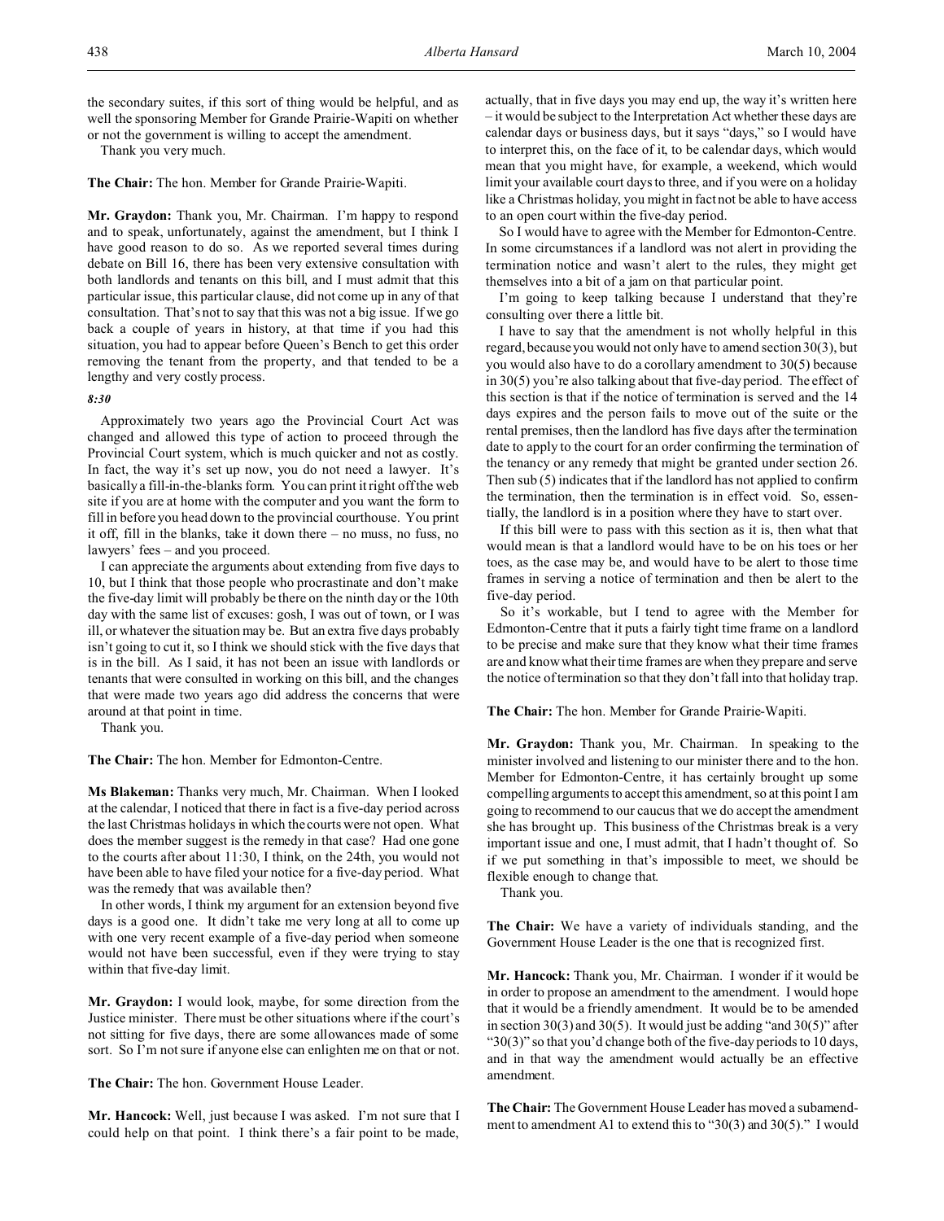the secondary suites, if this sort of thing would be helpful, and as well the sponsoring Member for Grande Prairie-Wapiti on whether or not the government is willing to accept the amendment.

Thank you very much.

**The Chair:** The hon. Member for Grande Prairie-Wapiti.

**Mr. Graydon:** Thank you, Mr. Chairman. I'm happy to respond and to speak, unfortunately, against the amendment, but I think I have good reason to do so. As we reported several times during debate on Bill 16, there has been very extensive consultation with both landlords and tenants on this bill, and I must admit that this particular issue, this particular clause, did not come up in any of that consultation. That's not to say that this was not a big issue. If we go back a couple of years in history, at that time if you had this situation, you had to appear before Queen's Bench to get this order removing the tenant from the property, and that tended to be a lengthy and very costly process.

*8:30*

Approximately two years ago the Provincial Court Act was changed and allowed this type of action to proceed through the Provincial Court system, which is much quicker and not as costly. In fact, the way it's set up now, you do not need a lawyer. It's basically a fill-in-the-blanks form. You can print it right off the web site if you are at home with the computer and you want the form to fill in before you head down to the provincial courthouse. You print it off, fill in the blanks, take it down there – no muss, no fuss, no lawyers' fees – and you proceed.

I can appreciate the arguments about extending from five days to 10, but I think that those people who procrastinate and don't make the five-day limit will probably be there on the ninth day or the 10th day with the same list of excuses: gosh, I was out of town, or I was ill, or whatever the situation may be. But an extra five days probably isn't going to cut it, so I think we should stick with the five days that is in the bill. As I said, it has not been an issue with landlords or tenants that were consulted in working on this bill, and the changes that were made two years ago did address the concerns that were around at that point in time.

Thank you.

**The Chair:** The hon. Member for Edmonton-Centre.

**Ms Blakeman:** Thanks very much, Mr. Chairman. When I looked at the calendar, I noticed that there in fact is a five-day period across the last Christmas holidays in which the courts were not open. What does the member suggest is the remedy in that case? Had one gone to the courts after about 11:30, I think, on the 24th, you would not have been able to have filed your notice for a five-day period. What was the remedy that was available then?

In other words, I think my argument for an extension beyond five days is a good one. It didn't take me very long at all to come up with one very recent example of a five-day period when someone would not have been successful, even if they were trying to stay within that five-day limit.

**Mr. Graydon:** I would look, maybe, for some direction from the Justice minister. There must be other situations where if the court's not sitting for five days, there are some allowances made of some sort. So I'm not sure if anyone else can enlighten me on that or not.

**The Chair:** The hon. Government House Leader.

**Mr. Hancock:** Well, just because I was asked. I'm not sure that I could help on that point. I think there's a fair point to be made, actually, that in five days you may end up, the way it's written here – it would be subject to the Interpretation Act whether these days are calendar days or business days, but it says "days," so I would have to interpret this, on the face of it, to be calendar days, which would mean that you might have, for example, a weekend, which would limit your available court days to three, and if you were on a holiday like a Christmas holiday, you might in fact not be able to have access to an open court within the five-day period.

So I would have to agree with the Member for Edmonton-Centre. In some circumstances if a landlord was not alert in providing the termination notice and wasn't alert to the rules, they might get themselves into a bit of a jam on that particular point.

I'm going to keep talking because I understand that they're consulting over there a little bit.

I have to say that the amendment is not wholly helpful in this regard, because you would not only have to amend section 30(3), but you would also have to do a corollary amendment to 30(5) because in 30(5) you're also talking about that five-day period. The effect of this section is that if the notice of termination is served and the 14 days expires and the person fails to move out of the suite or the rental premises, then the landlord has five days after the termination date to apply to the court for an order confirming the termination of the tenancy or any remedy that might be granted under section 26. Then sub (5) indicates that if the landlord has not applied to confirm the termination, then the termination is in effect void. So, essentially, the landlord is in a position where they have to start over.

If this bill were to pass with this section as it is, then what that would mean is that a landlord would have to be on his toes or her toes, as the case may be, and would have to be alert to those time frames in serving a notice of termination and then be alert to the five-day period.

So it's workable, but I tend to agree with the Member for Edmonton-Centre that it puts a fairly tight time frame on a landlord to be precise and make sure that they know what their time frames are and know what their time frames are when they prepare and serve the notice of termination so that they don't fall into that holiday trap.

**The Chair:** The hon. Member for Grande Prairie-Wapiti.

**Mr. Graydon:** Thank you, Mr. Chairman. In speaking to the minister involved and listening to our minister there and to the hon. Member for Edmonton-Centre, it has certainly brought up some compelling arguments to accept this amendment, so at this point I am going to recommend to our caucus that we do accept the amendment she has brought up. This business of the Christmas break is a very important issue and one, I must admit, that I hadn't thought of. So if we put something in that's impossible to meet, we should be flexible enough to change that.

Thank you.

**The Chair:** We have a variety of individuals standing, and the Government House Leader is the one that is recognized first.

**Mr. Hancock:** Thank you, Mr. Chairman. I wonder if it would be in order to propose an amendment to the amendment. I would hope that it would be a friendly amendment. It would be to be amended in section 30(3) and 30(5). It would just be adding "and 30(5)" after "30(3)" so that you'd change both of the five-day periods to 10 days, and in that way the amendment would actually be an effective amendment.

**The Chair:** The Government House Leader has moved a subamendment to amendment A1 to extend this to "30(3) and 30(5)." I would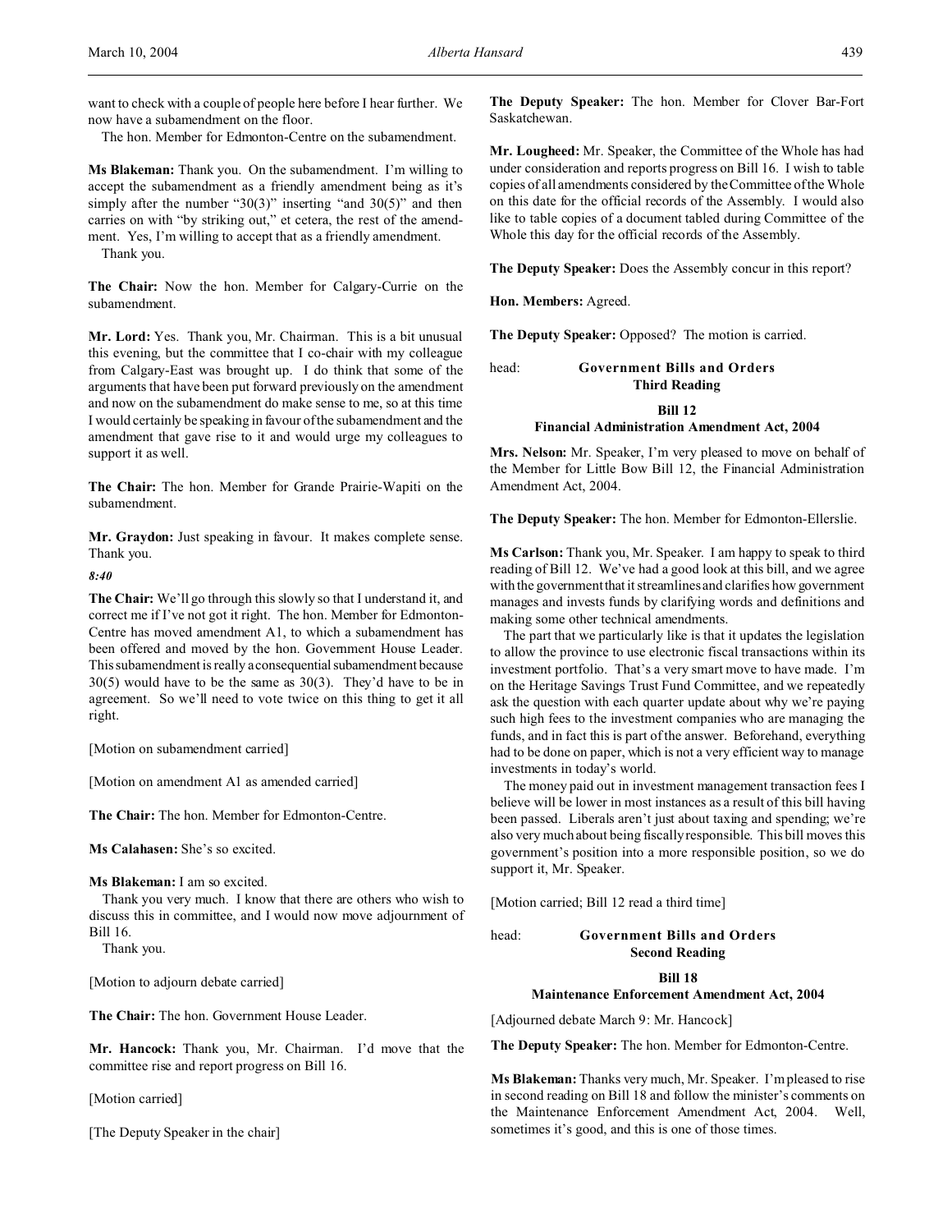want to check with a couple of people here before I hear further. We now have a subamendment on the floor.

The hon. Member for Edmonton-Centre on the subamendment.

**Ms Blakeman:** Thank you. On the subamendment. I'm willing to accept the subamendment as a friendly amendment being as it's simply after the number "30(3)" inserting "and 30(5)" and then carries on with "by striking out," et cetera, the rest of the amendment. Yes, I'm willing to accept that as a friendly amendment.

Thank you.

**The Chair:** Now the hon. Member for Calgary-Currie on the subamendment.

**Mr. Lord:** Yes. Thank you, Mr. Chairman. This is a bit unusual this evening, but the committee that I co-chair with my colleague from Calgary-East was brought up. I do think that some of the arguments that have been put forward previously on the amendment and now on the subamendment do make sense to me, so at this time I would certainly be speaking in favour of the subamendment and the amendment that gave rise to it and would urge my colleagues to support it as well.

**The Chair:** The hon. Member for Grande Prairie-Wapiti on the subamendment.

**Mr. Graydon:** Just speaking in favour. It makes complete sense. Thank you.

*8:40*

**The Chair:** We'll go through this slowly so that I understand it, and correct me if I've not got it right. The hon. Member for Edmonton-Centre has moved amendment A1, to which a subamendment has been offered and moved by the hon. Government House Leader. This subamendment is really a consequential subamendment because 30(5) would have to be the same as 30(3). They'd have to be in agreement. So we'll need to vote twice on this thing to get it all right.

[Motion on subamendment carried]

[Motion on amendment A1 as amended carried]

**The Chair:** The hon. Member for Edmonton-Centre.

**Ms Calahasen:** She's so excited.

**Ms Blakeman:** I am so excited.

Thank you very much. I know that there are others who wish to discuss this in committee, and I would now move adjournment of Bill 16.

Thank you.

[Motion to adjourn debate carried]

**The Chair:** The hon. Government House Leader.

**Mr. Hancock:** Thank you, Mr. Chairman. I'd move that the committee rise and report progress on Bill 16.

[Motion carried]

[The Deputy Speaker in the chair]

**The Deputy Speaker:** The hon. Member for Clover Bar-Fort Saskatchewan.

**Mr. Lougheed:** Mr. Speaker, the Committee of the Whole has had under consideration and reports progress on Bill 16. I wish to table copies of all amendments considered by the Committee of the Whole on this date for the official records of the Assembly. I would also like to table copies of a document tabled during Committee of the Whole this day for the official records of the Assembly.

**The Deputy Speaker:** Does the Assembly concur in this report?

**Hon. Members:** Agreed.

**The Deputy Speaker:** Opposed? The motion is carried.

head: **Government Bills and Orders**
**Third Reading**

## Bill 12
## Financial Administration Amendment Act, 2004

**Mrs. Nelson:** Mr. Speaker, I'm very pleased to move on behalf of the Member for Little Bow Bill 12, the Financial Administration Amendment Act, 2004.

**The Deputy Speaker:** The hon. Member for Edmonton-Ellerslie.

**Ms Carlson:** Thank you, Mr. Speaker. I am happy to speak to third reading of Bill 12. We've had a good look at this bill, and we agree with the government that it streamlines and clarifies how government manages and invests funds by clarifying words and definitions and making some other technical amendments.

The part that we particularly like is that it updates the legislation to allow the province to use electronic fiscal transactions within its investment portfolio. That's a very smart move to have made. I'm on the Heritage Savings Trust Fund Committee, and we repeatedly ask the question with each quarter update about why we're paying such high fees to the investment companies who are managing the funds, and in fact this is part of the answer. Beforehand, everything had to be done on paper, which is not a very efficient way to manage investments in today's world.

The money paid out in investment management transaction fees I believe will be lower in most instances as a result of this bill having been passed. Liberals aren't just about taxing and spending; we're also very much about being fiscally responsible. This bill moves this government's position into a more responsible position, so we do support it, Mr. Speaker.

[Motion carried; Bill 12 read a third time]

head: **Government Bills and Orders**
**Second Reading**

## Bill 18
## Maintenance Enforcement Amendment Act, 2004

[Adjourned debate March 9: Mr. Hancock]

**The Deputy Speaker:** The hon. Member for Edmonton-Centre.

**Ms Blakeman:** Thanks very much, Mr. Speaker. I'm pleased to rise in second reading on Bill 18 and follow the minister's comments on the Maintenance Enforcement Amendment Act, 2004. Well, sometimes it's good, and this is one of those times.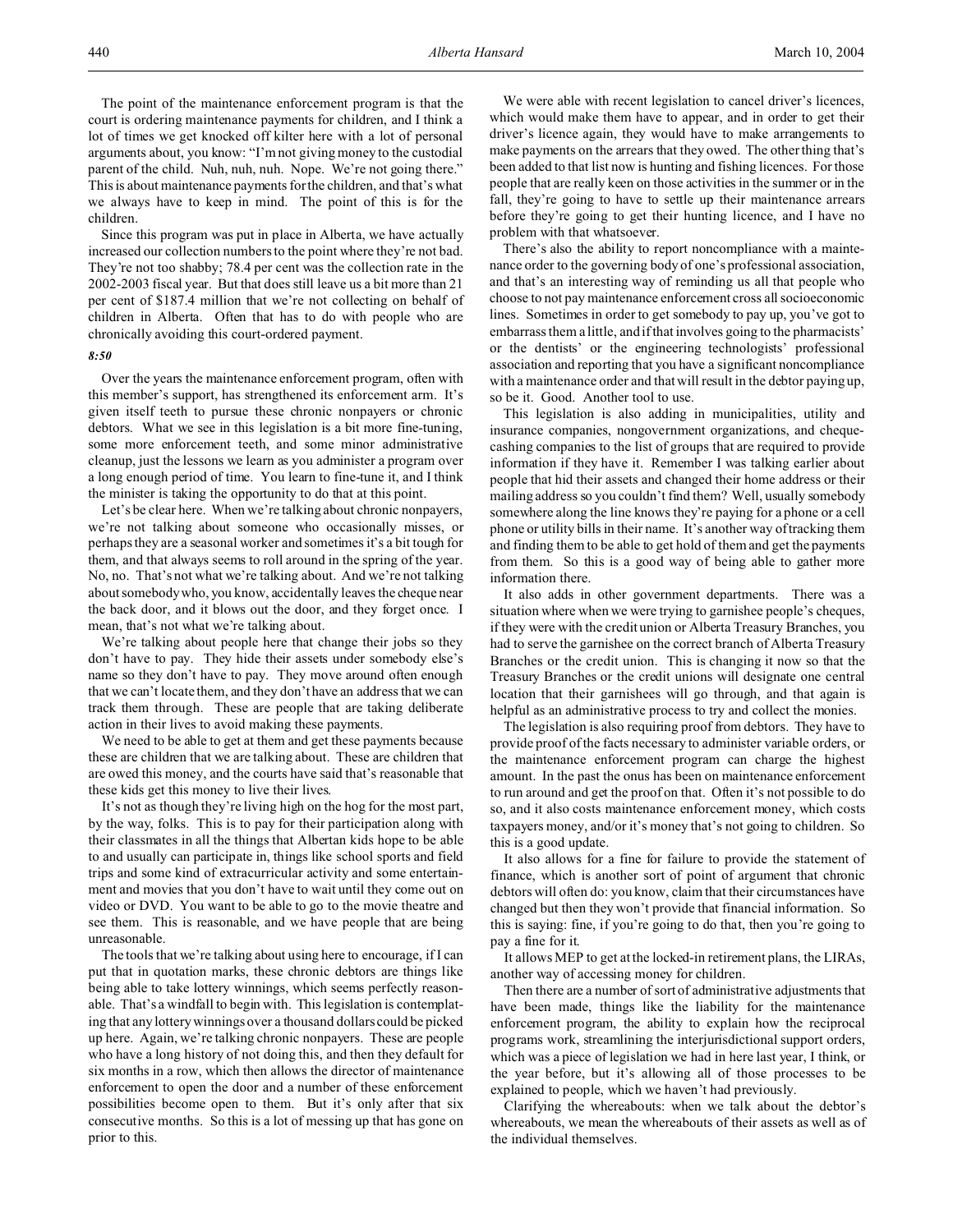The point of the maintenance enforcement program is that the court is ordering maintenance payments for children, and I think a lot of times we get knocked off kilter here with a lot of personal arguments about, you know: "I'm not giving money to the custodial parent of the child. Nuh, nuh, nuh. Nope. We're not going there." This is about maintenance payments for the children, and that's what we always have to keep in mind. The point of this is for the children.

Since this program was put in place in Alberta, we have actually increased our collection numbers to the point where they're not bad. They're not too shabby; 78.4 per cent was the collection rate in the 2002-2003 fiscal year. But that does still leave us a bit more than 21 per cent of $187.4 million that we're not collecting on behalf of children in Alberta. Often that has to do with people who are chronically avoiding this court-ordered payment.

*8:50*

Over the years the maintenance enforcement program, often with this member's support, has strengthened its enforcement arm. It's given itself teeth to pursue these chronic nonpayers or chronic debtors. What we see in this legislation is a bit more fine-tuning, some more enforcement teeth, and some minor administrative cleanup, just the lessons we learn as you administer a program over a long enough period of time. You learn to fine-tune it, and I think the minister is taking the opportunity to do that at this point.

Let's be clear here. When we're talking about chronic nonpayers, we're not talking about someone who occasionally misses, or perhaps they are a seasonal worker and sometimes it's a bit tough for them, and that always seems to roll around in the spring of the year. No, no. That's not what we're talking about. And we're not talking about somebody who, you know, accidentally leaves the cheque near the back door, and it blows out the door, and they forget once. I mean, that's not what we're talking about.

We're talking about people here that change their jobs so they don't have to pay. They hide their assets under somebody else's name so they don't have to pay. They move around often enough that we can't locate them, and they don't have an address that we can track them through. These are people that are taking deliberate action in their lives to avoid making these payments.

We need to be able to get at them and get these payments because these are children that we are talking about. These are children that are owed this money, and the courts have said that's reasonable that these kids get this money to live their lives.

It's not as though they're living high on the hog for the most part, by the way, folks. This is to pay for their participation along with their classmates in all the things that Albertan kids hope to be able to and usually can participate in, things like school sports and field trips and some kind of extracurricular activity and some entertainment and movies that you don't have to wait until they come out on video or DVD. You want to be able to go to the movie theatre and see them. This is reasonable, and we have people that are being unreasonable.

The tools that we're talking about using here to encourage, if I can put that in quotation marks, these chronic debtors are things like being able to take lottery winnings, which seems perfectly reasonable. That's a windfall to begin with. This legislation is contemplating that any lottery winnings over a thousand dollars could be picked up here. Again, we're talking chronic nonpayers. These are people who have a long history of not doing this, and then they default for six months in a row, which then allows the director of maintenance enforcement to open the door and a number of these enforcement possibilities become open to them. But it's only after that six consecutive months. So this is a lot of messing up that has gone on prior to this.

We were able with recent legislation to cancel driver's licences, which would make them have to appear, and in order to get their driver's licence again, they would have to make arrangements to make payments on the arrears that they owed. The other thing that's been added to that list now is hunting and fishing licences. For those people that are really keen on those activities in the summer or in the fall, they're going to have to settle up their maintenance arrears before they're going to get their hunting licence, and I have no problem with that whatsoever.

There's also the ability to report noncompliance with a maintenance order to the governing body of one's professional association, and that's an interesting way of reminding us all that people who choose to not pay maintenance enforcement cross all socioeconomic lines. Sometimes in order to get somebody to pay up, you've got to embarrass them a little, and if that involves going to the pharmacists' or the dentists' or the engineering technologists' professional association and reporting that you have a significant noncompliance with a maintenance order and that will result in the debtor paying up, so be it. Good. Another tool to use.

This legislation is also adding in municipalities, utility and insurance companies, nongovernment organizations, and cheque-cashing companies to the list of groups that are required to provide information if they have it. Remember I was talking earlier about people that hid their assets and changed their home address or their mailing address so you couldn't find them? Well, usually somebody somewhere along the line knows they're paying for a phone or a cell phone or utility bills in their name. It's another way of tracking them and finding them to be able to get hold of them and get the payments from them. So this is a good way of being able to gather more information there.

It also adds in other government departments. There was a situation where when we were trying to garnishee people's cheques, if they were with the credit union or Alberta Treasury Branches, you had to serve the garnishee on the correct branch of Alberta Treasury Branches or the credit union. This is changing it now so that the Treasury Branches or the credit unions will designate one central location that their garnishees will go through, and that again is helpful as an administrative process to try and collect the monies.

The legislation is also requiring proof from debtors. They have to provide proof of the facts necessary to administer variable orders, or the maintenance enforcement program can charge the highest amount. In the past the onus has been on maintenance enforcement to run around and get the proof on that. Often it's not possible to do so, and it also costs maintenance enforcement money, which costs taxpayers money, and/or it's money that's not going to children. So this is a good update.

It also allows for a fine for failure to provide the statement of finance, which is another sort of point of argument that chronic debtors will often do: you know, claim that their circumstances have changed but then they won't provide that financial information. So this is saying: fine, if you're going to do that, then you're going to pay a fine for it.

It allows MEP to get at the locked-in retirement plans, the LIRAs, another way of accessing money for children.

Then there are a number of sort of administrative adjustments that have been made, things like the liability for the maintenance enforcement program, the ability to explain how the reciprocal programs work, streamlining the interjurisdictional support orders, which was a piece of legislation we had in here last year, I think, or the year before, but it's allowing all of those processes to be explained to people, which we haven't had previously.

Clarifying the whereabouts: when we talk about the debtor's whereabouts, we mean the whereabouts of their assets as well as of the individual themselves.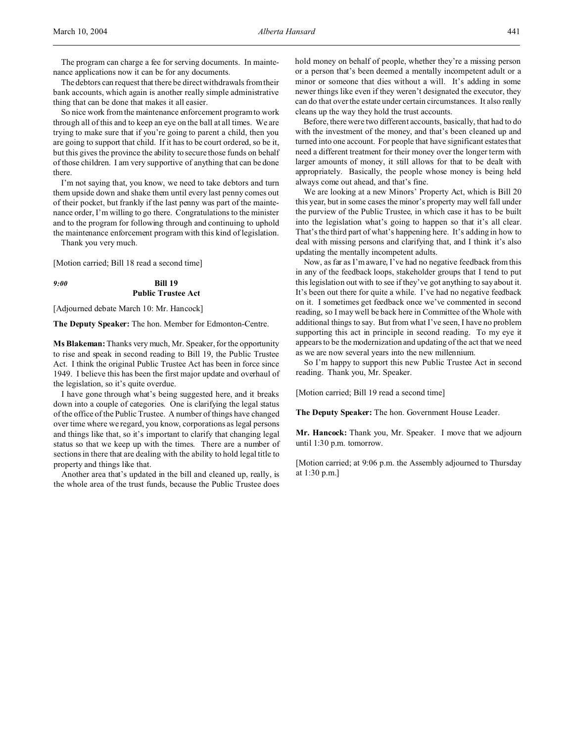The program can charge a fee for serving documents. In maintenance applications now it can be for any documents.

The debtors can request that there be direct withdrawals from their bank accounts, which again is another really simple administrative thing that can be done that makes it all easier.

So nice work from the maintenance enforcement program to work through all of this and to keep an eye on the ball at all times. We are trying to make sure that if you're going to parent a child, then you are going to support that child. If it has to be court ordered, so be it, but this gives the province the ability to secure those funds on behalf of those children. I am very supportive of anything that can be done there.

I'm not saying that, you know, we need to take debtors and turn them upside down and shake them until every last penny comes out of their pocket, but frankly if the last penny was part of the maintenance order, I'm willing to go there. Congratulations to the minister and to the program for following through and continuing to uphold the maintenance enforcement program with this kind of legislation.

Thank you very much.

[Motion carried; Bill 18 read a second time]

*9:00* **Bill 19**
**Public Trustee Act**

[Adjourned debate March 10: Mr. Hancock]

**The Deputy Speaker:** The hon. Member for Edmonton-Centre.

**Ms Blakeman:** Thanks very much, Mr. Speaker, for the opportunity to rise and speak in second reading to Bill 19, the Public Trustee Act. I think the original Public Trustee Act has been in force since 1949. I believe this has been the first major update and overhaul of the legislation, so it's quite overdue.

I have gone through what's being suggested here, and it breaks down into a couple of categories. One is clarifying the legal status of the office of the Public Trustee. A number of things have changed over time where we regard, you know, corporations as legal persons and things like that, so it's important to clarify that changing legal status so that we keep up with the times. There are a number of sections in there that are dealing with the ability to hold legal title to property and things like that.

Another area that's updated in the bill and cleaned up, really, is the whole area of the trust funds, because the Public Trustee does hold money on behalf of people, whether they're a missing person or a person that's been deemed a mentally incompetent adult or a minor or someone that dies without a will. It's adding in some newer things like even if they weren't designated the executor, they can do that over the estate under certain circumstances. It also really cleans up the way they hold the trust accounts.

Before, there were two different accounts, basically, that had to do with the investment of the money, and that's been cleaned up and turned into one account. For people that have significant estates that need a different treatment for their money over the longer term with larger amounts of money, it still allows for that to be dealt with appropriately. Basically, the people whose money is being held always come out ahead, and that's fine.

We are looking at a new Minors' Property Act, which is Bill 20 this year, but in some cases the minor's property may well fall under the purview of the Public Trustee, in which case it has to be built into the legislation what's going to happen so that it's all clear. That's the third part of what's happening here. It's adding in how to deal with missing persons and clarifying that, and I think it's also updating the mentally incompetent adults.

Now, as far as I'm aware, I've had no negative feedback from this in any of the feedback loops, stakeholder groups that I tend to put this legislation out with to see if they've got anything to say about it. It's been out there for quite a while. I've had no negative feedback on it. I sometimes get feedback once we've commented in second reading, so I may well be back here in Committee of the Whole with additional things to say. But from what I've seen, I have no problem supporting this act in principle in second reading. To my eye it appears to be the modernization and updating of the act that we need as we are now several years into the new millennium.

So I'm happy to support this new Public Trustee Act in second reading. Thank you, Mr. Speaker.

[Motion carried; Bill 19 read a second time]

**The Deputy Speaker:** The hon. Government House Leader.

**Mr. Hancock:** Thank you, Mr. Speaker. I move that we adjourn until 1:30 p.m. tomorrow.

[Motion carried; at 9:06 p.m. the Assembly adjourned to Thursday at 1:30 p.m.]